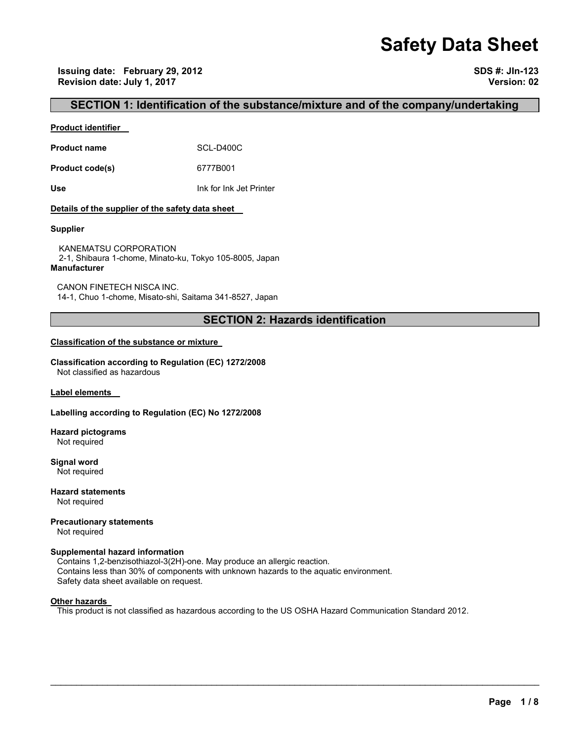# Safety Data Sheet

**Issuing date: February 29, 2012**
**Revision date: July 1, 2017**

**SDS #: JIn-123**
**Version: 02**

## SECTION 1: Identification of the substance/mixture and of the company/undertaking

**Product identifier**

| | |
|---|---|
| **Product name** | SCL-D400C |
| **Product code(s)** | 6777B001 |
| **Use** | Ink for Ink Jet Printer |

**Details of the supplier of the safety data sheet**

**Supplier**

KANEMATSU CORPORATION
2-1, Shibaura 1-chome, Minato-ku, Tokyo 105-8005, Japan

**Manufacturer**

CANON FINETECH NISCA INC.
14-1, Chuo 1-chome, Misato-shi, Saitama 341-8527, Japan

## SECTION 2: Hazards identification

**Classification of the substance or mixture**

**Classification according to Regulation (EC) 1272/2008**
Not classified as hazardous

**Label elements**

**Labelling according to Regulation (EC) No 1272/2008**

**Hazard pictograms**
Not required

**Signal word**
Not required

**Hazard statements**
Not required

**Precautionary statements**
Not required

**Supplemental hazard information**
Contains 1,2-benzisothiazol-3(2H)-one. May produce an allergic reaction.
Contains less than 30% of components with unknown hazards to the aquatic environment.
Safety data sheet available on request.

**Other hazards**
This product is not classified as hazardous according to the US OSHA Hazard Communication Standard 2012.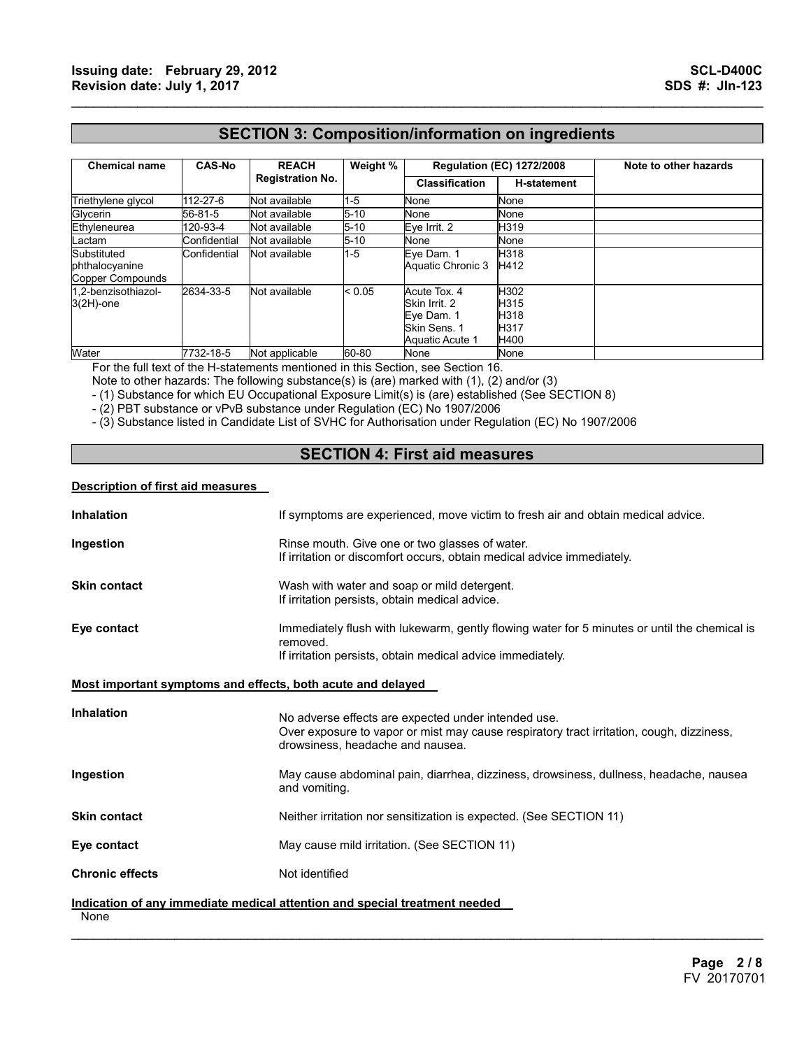## SECTION 3: Composition/information on ingredients

| Chemical name | CAS-No | REACH Registration No. | Weight % | Regulation (EC) 1272/2008 | | Note to other hazards |
|---|---|---|---|---|---|---|
| | | | | Classification | H-statement | |
| Triethylene glycol | 112-27-6 | Not available | 1-5 | None | None | |
| Glycerin | 56-81-5 | Not available | 5-10 | None | None | |
| Ethyleneurea | 120-93-4 | Not available | 5-10 | Eye Irrit. 2 | H319 | |
| Lactam | Confidential | Not available | 5-10 | None | None | |
| Substituted phthalocyanine Copper Compounds | Confidential | Not available | 1-5 | Eye Dam. 1<br>Aquatic Chronic 3 | H318<br>H412 | |
| 1,2-benzisothiazol-3(2H)-one | 2634-33-5 | Not available | < 0.05 | Acute Tox. 4<br>Skin Irrit. 2<br>Eye Dam. 1<br>Skin Sens. 1<br>Aquatic Acute 1 | H302<br>H315<br>H318<br>H317<br>H400 | |
| Water | 7732-18-5 | Not applicable | 60-80 | None | None | |

For the full text of the H-statements mentioned in this Section, see Section 16.
Note to other hazards: The following substance(s) is (are) marked with (1), (2) and/or (3)
- (1) Substance for which EU Occupational Exposure Limit(s) is (are) established (See SECTION 8)
- (2) PBT substance or vPvB substance under Regulation (EC) No 1907/2006
- (3) Substance listed in Candidate List of SVHC for Authorisation under Regulation (EC) No 1907/2006

## SECTION 4: First aid measures

**Description of first aid measures**

**Inhalation** — If symptoms are experienced, move victim to fresh air and obtain medical advice.

**Ingestion** — Rinse mouth. Give one or two glasses of water.
If irritation or discomfort occurs, obtain medical advice immediately.

**Skin contact** — Wash with water and soap or mild detergent.
If irritation persists, obtain medical advice.

**Eye contact** — Immediately flush with lukewarm, gently flowing water for 5 minutes or until the chemical is removed.
If irritation persists, obtain medical advice immediately.

**Most important symptoms and effects, both acute and delayed**

**Inhalation** — No adverse effects are expected under intended use.
Over exposure to vapor or mist may cause respiratory tract irritation, cough, dizziness, drowsiness, headache and nausea.

**Ingestion** — May cause abdominal pain, diarrhea, dizziness, drowsiness, dullness, headache, nausea and vomiting.

**Skin contact** — Neither irritation nor sensitization is expected. (See SECTION 11)

**Eye contact** — May cause mild irritation. (See SECTION 11)

**Chronic effects** — Not identified

**Indication of any immediate medical attention and special treatment needed**

None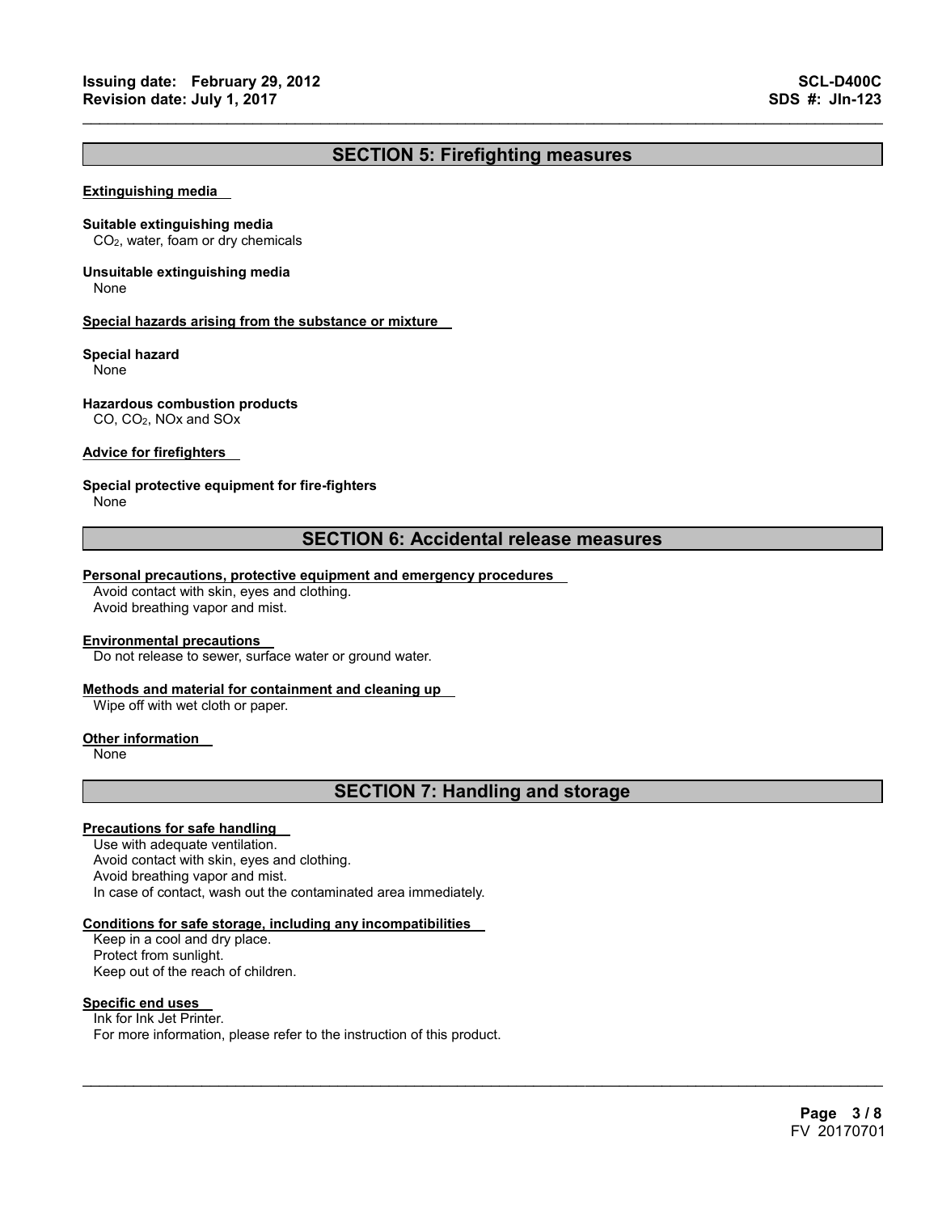## SECTION 5: Firefighting measures

**Extinguishing media**

**Suitable extinguishing media**
$CO_2$, water, foam or dry chemicals

**Unsuitable extinguishing media**
None

**Special hazards arising from the substance or mixture**

**Special hazard**
None

**Hazardous combustion products**
CO, $CO_2$, NOx and SOx

**Advice for firefighters**

**Special protective equipment for fire-fighters**
None

## SECTION 6: Accidental release measures

**Personal precautions, protective equipment and emergency procedures**
Avoid contact with skin, eyes and clothing.
Avoid breathing vapor and mist.

**Environmental precautions**
Do not release to sewer, surface water or ground water.

**Methods and material for containment and cleaning up**
Wipe off with wet cloth or paper.

**Other information**
None

## SECTION 7: Handling and storage

**Precautions for safe handling**
Use with adequate ventilation.
Avoid contact with skin, eyes and clothing.
Avoid breathing vapor and mist.
In case of contact, wash out the contaminated area immediately.

**Conditions for safe storage, including any incompatibilities**
Keep in a cool and dry place.
Protect from sunlight.
Keep out of the reach of children.

**Specific end uses**
Ink for Ink Jet Printer.
For more information, please refer to the instruction of this product.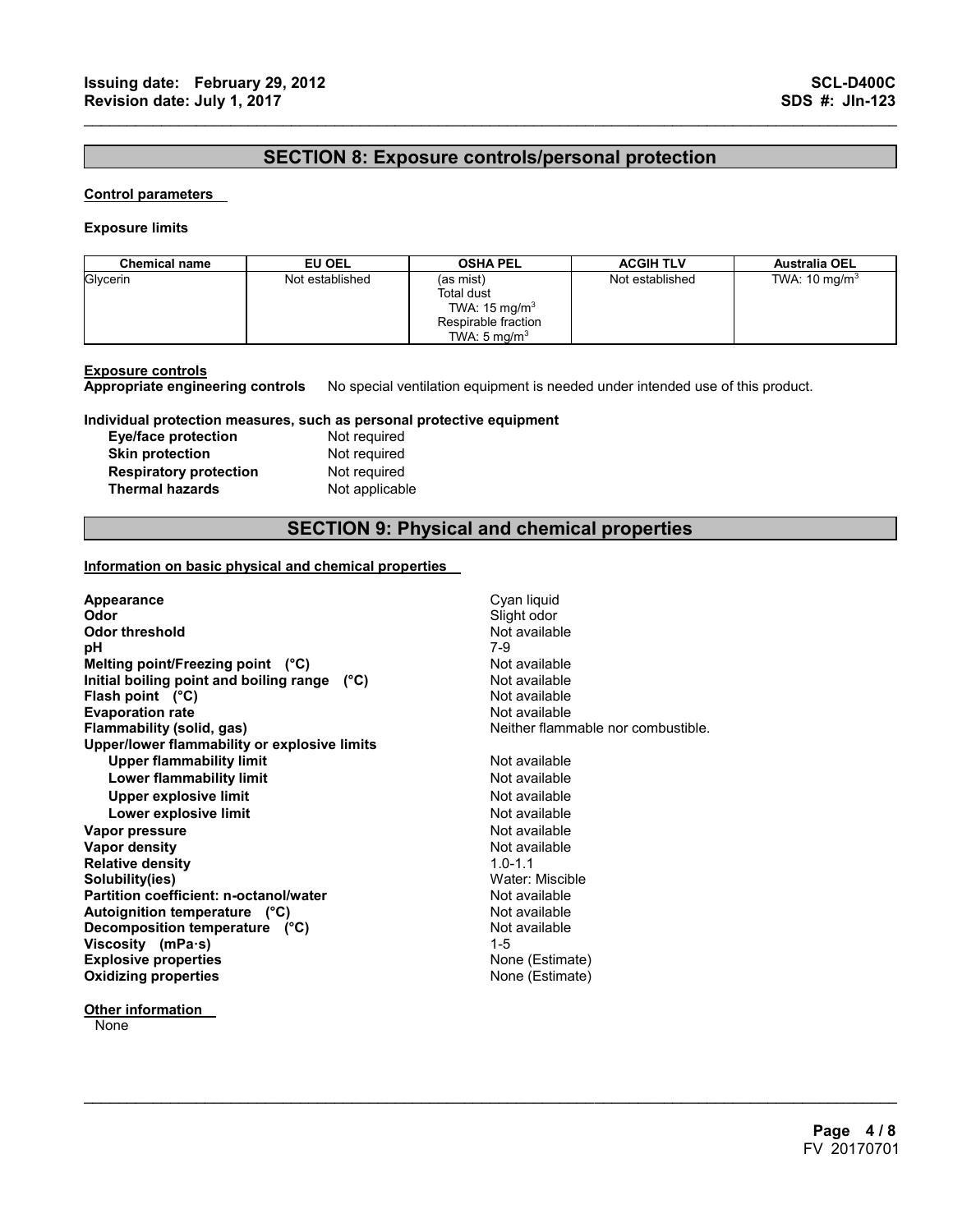## SECTION 8: Exposure controls/personal protection

**Control parameters**

**Exposure limits**

| Chemical name | EU OEL | OSHA PEL | ACGIH TLV | Australia OEL |
|---|---|---|---|---|
| Glycerin | Not established | (as mist)<br>Total dust<br>TWA: 15 mg/m$^3$<br>Respirable fraction<br>TWA: 5 mg/m$^3$ | Not established | TWA: 10 mg/m$^3$ |

**Exposure controls**

**Appropriate engineering controls** No special ventilation equipment is needed under intended use of this product.

**Individual protection measures, such as personal protective equipment**

- **Eye/face protection** Not required
- **Skin protection** Not required
- **Respiratory protection** Not required
- **Thermal hazards** Not applicable

## SECTION 9: Physical and chemical properties

**Information on basic physical and chemical properties**

| | |
|---|---|
| **Appearance** | Cyan liquid |
| **Odor** | Slight odor |
| **Odor threshold** | Not available |
| **pH** | 7-9 |
| **Melting point/Freezing point (°C)** | Not available |
| **Initial boiling point and boiling range (°C)** | Not available |
| **Flash point (°C)** | Not available |
| **Evaporation rate** | Not available |
| **Flammability (solid, gas)** | Neither flammable nor combustible. |
| **Upper/lower flammability or explosive limits** | |
| **Upper flammability limit** | Not available |
| **Lower flammability limit** | Not available |
| **Upper explosive limit** | Not available |
| **Lower explosive limit** | Not available |
| **Vapor pressure** | Not available |
| **Vapor density** | Not available |
| **Relative density** | 1.0-1.1 |
| **Solubility(ies)** | Water: Miscible |
| **Partition coefficient: n-octanol/water** | Not available |
| **Autoignition temperature (°C)** | Not available |
| **Decomposition temperature (°C)** | Not available |
| **Viscosity (mPa·s)** | 1-5 |
| **Explosive properties** | None (Estimate) |
| **Oxidizing properties** | None (Estimate) |

**Other information**

None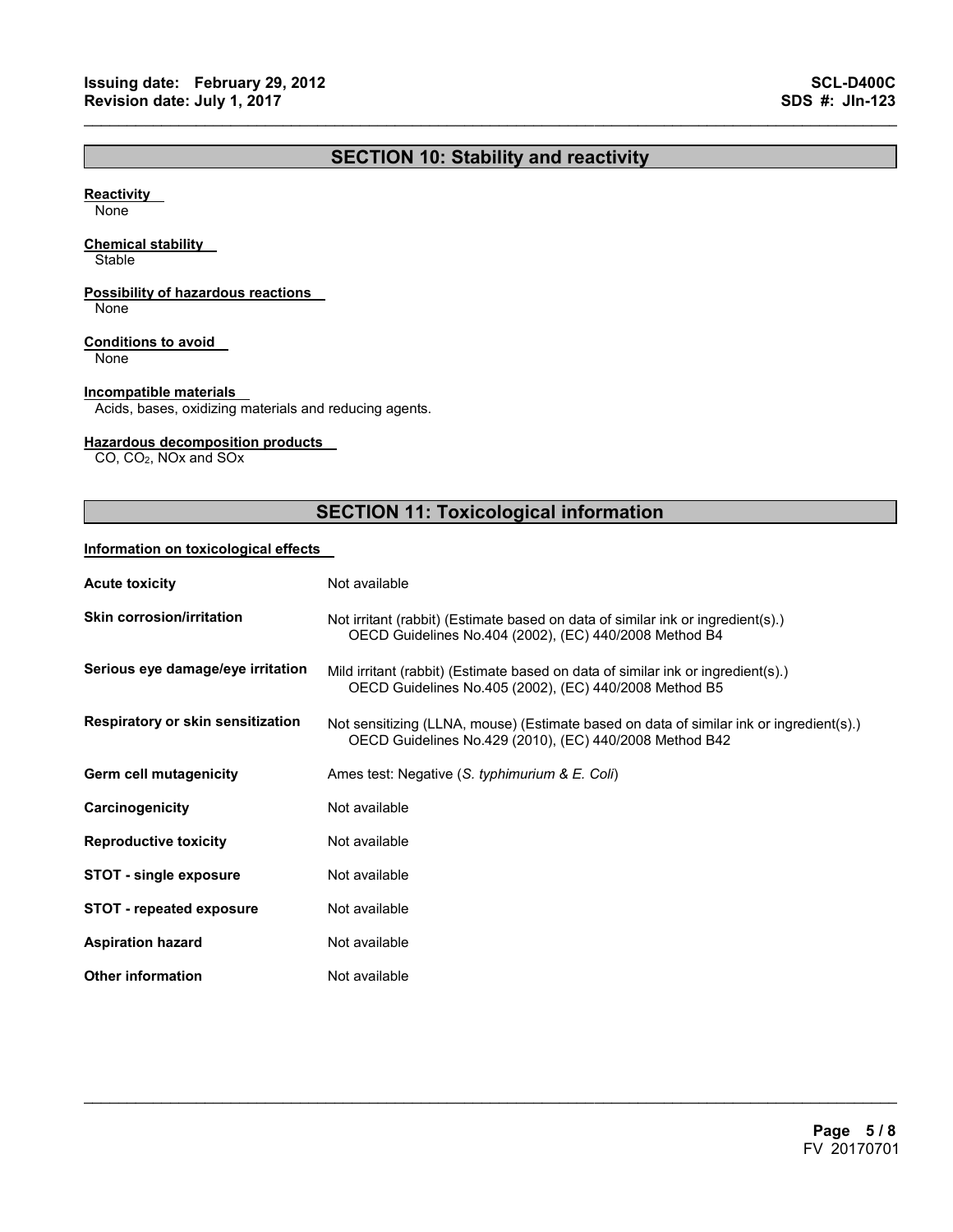## SECTION 10: Stability and reactivity

**Reactivity**

None

**Chemical stability**

Stable

**Possibility of hazardous reactions**

None

**Conditions to avoid**

None

**Incompatible materials**

Acids, bases, oxidizing materials and reducing agents.

**Hazardous decomposition products**

CO, $CO_2$, NOx and SOx

## SECTION 11: Toxicological information

**Information on toxicological effects**

| | |
|---|---|
| **Acute toxicity** | Not available |
| **Skin corrosion/irritation** | Not irritant (rabbit) (Estimate based on data of similar ink or ingredient(s).) OECD Guidelines No.404 (2002), (EC) 440/2008 Method B4 |
| **Serious eye damage/eye irritation** | Mild irritant (rabbit) (Estimate based on data of similar ink or ingredient(s).) OECD Guidelines No.405 (2002), (EC) 440/2008 Method B5 |
| **Respiratory or skin sensitization** | Not sensitizing (LLNA, mouse) (Estimate based on data of similar ink or ingredient(s).) OECD Guidelines No.429 (2010), (EC) 440/2008 Method B42 |
| **Germ cell mutagenicity** | Ames test: Negative (*S. typhimurium* & *E. Coli*) |
| **Carcinogenicity** | Not available |
| **Reproductive toxicity** | Not available |
| **STOT - single exposure** | Not available |
| **STOT - repeated exposure** | Not available |
| **Aspiration hazard** | Not available |
| **Other information** | Not available |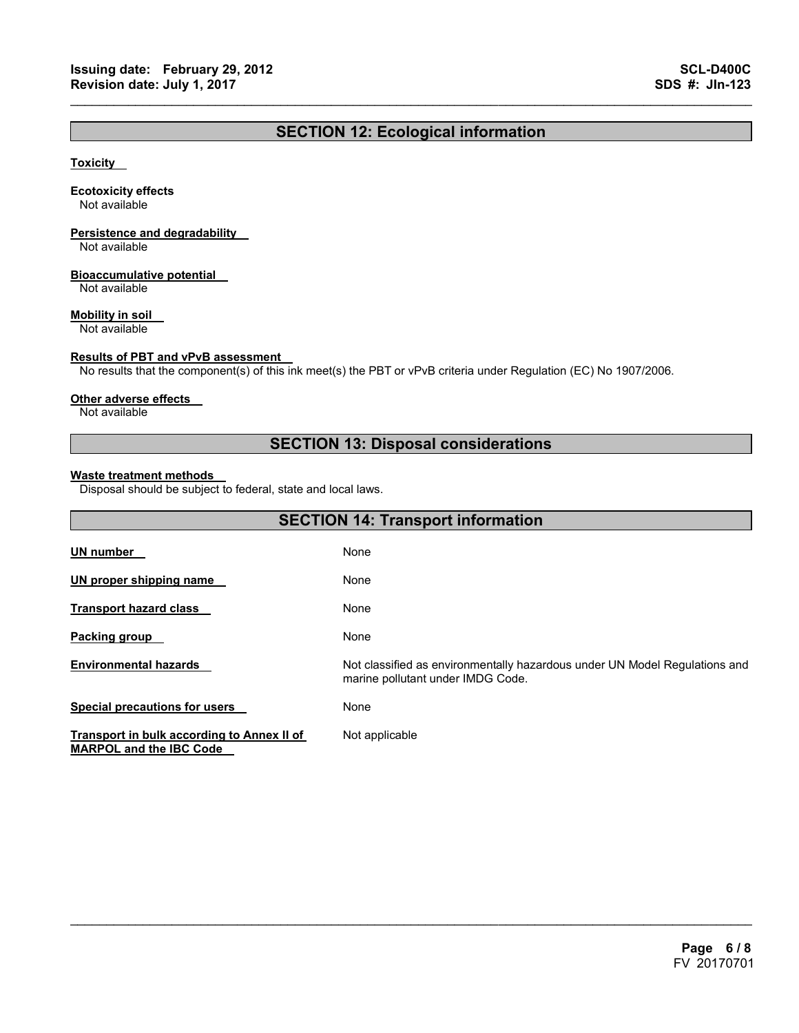## SECTION 12: Ecological information

**Toxicity**

**Ecotoxicity effects**
Not available

**Persistence and degradability**
Not available

**Bioaccumulative potential**
Not available

**Mobility in soil**
Not available

**Results of PBT and vPvB assessment**
No results that the component(s) of this ink meet(s) the PBT or vPvB criteria under Regulation (EC) No 1907/2006.

**Other adverse effects**
Not available

## SECTION 13: Disposal considerations

**Waste treatment methods**
Disposal should be subject to federal, state and local laws.

## SECTION 14: Transport information

| | |
|---|---|
| **UN number** | None |
| **UN proper shipping name** | None |
| **Transport hazard class** | None |
| **Packing group** | None |
| **Environmental hazards** | Not classified as environmentally hazardous under UN Model Regulations and marine pollutant under IMDG Code. |
| **Special precautions for users** | None |
| **Transport in bulk according to Annex II of MARPOL and the IBC Code** | Not applicable |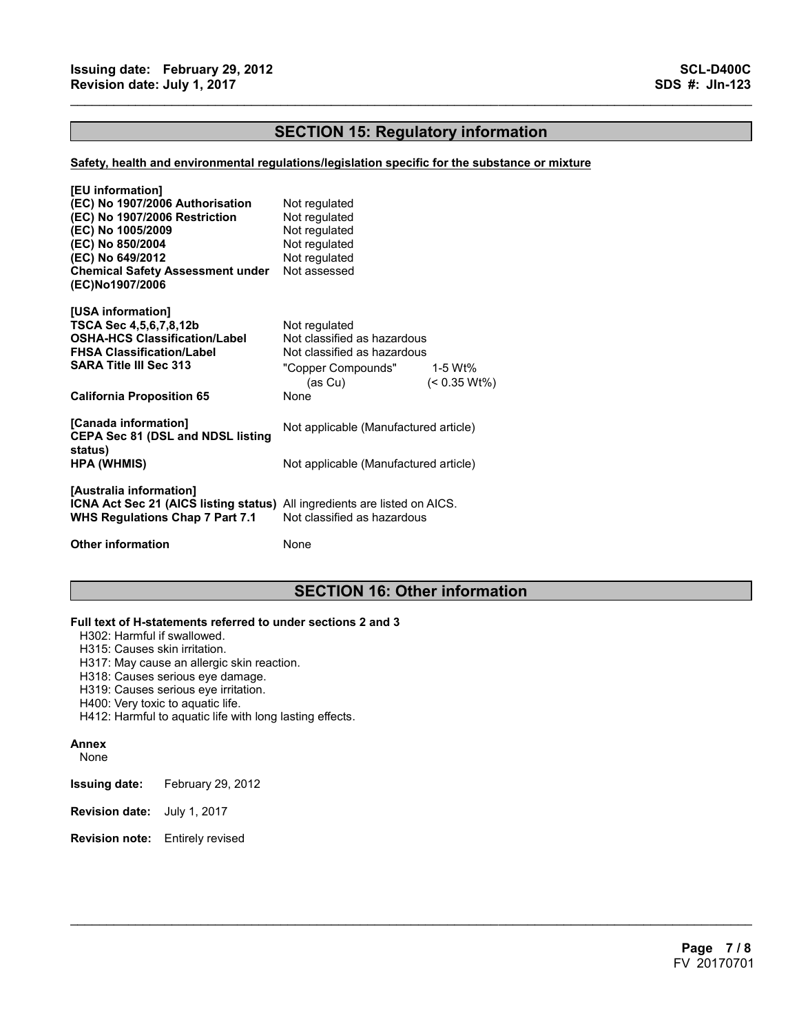## SECTION 15: Regulatory information

**Safety, health and environmental regulations/legislation specific for the substance or mixture**

**[EU information]**

| | |
|---|---|
| **(EC) No 1907/2006 Authorisation** | Not regulated |
| **(EC) No 1907/2006 Restriction** | Not regulated |
| **(EC) No 1005/2009** | Not regulated |
| **(EC) No 850/2004** | Not regulated |
| **(EC) No 649/2012** | Not regulated |
| **Chemical Safety Assessment under (EC)No1907/2006** | Not assessed |

**[USA information]**

| | | |
|---|---|---|
| **TSCA Sec 4,5,6,7,8,12b** | Not regulated | |
| **OSHA-HCS Classification/Label** | Not classified as hazardous | |
| **FHSA Classification/Label** | Not classified as hazardous | |
| **SARA Title III Sec 313** | "Copper Compounds" (as Cu) | 1-5 Wt% (< 0.35 Wt%) |
| **California Proposition 65** | None | |

**[Canada information]**

| | |
|---|---|
| **CEPA Sec 81 (DSL and NDSL listing status)** | Not applicable (Manufactured article) |
| **HPA (WHMIS)** | Not applicable (Manufactured article) |

**[Australia information]**

| | |
|---|---|
| **ICNA Act Sec 21 (AICS listing status)** | All ingredients are listed on AICS. |
| **WHS Regulations Chap 7 Part 7.1** | Not classified as hazardous |

**Other information** None

## SECTION 16: Other information

**Full text of H-statements referred to under sections 2 and 3**

H302: Harmful if swallowed.
H315: Causes skin irritation.
H317: May cause an allergic skin reaction.
H318: Causes serious eye damage.
H319: Causes serious eye irritation.
H400: Very toxic to aquatic life.
H412: Harmful to aquatic life with long lasting effects.

**Annex**

None

**Issuing date:** February 29, 2012

**Revision date:** July 1, 2017

**Revision note:** Entirely revised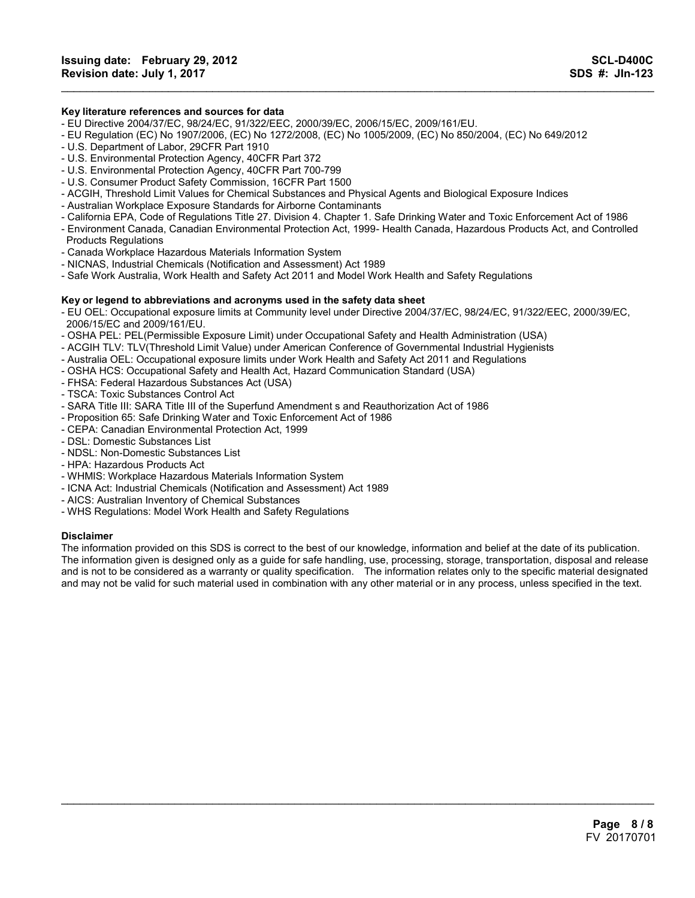**Key literature references and sources for data**

- EU Directive 2004/37/EC, 98/24/EC, 91/322/EEC, 2000/39/EC, 2006/15/EC, 2009/161/EU.
- EU Regulation (EC) No 1907/2006, (EC) No 1272/2008, (EC) No 1005/2009, (EC) No 850/2004, (EC) No 649/2012
- U.S. Department of Labor, 29CFR Part 1910
- U.S. Environmental Protection Agency, 40CFR Part 372
- U.S. Environmental Protection Agency, 40CFR Part 700-799
- U.S. Consumer Product Safety Commission, 16CFR Part 1500
- ACGIH, Threshold Limit Values for Chemical Substances and Physical Agents and Biological Exposure Indices
- Australian Workplace Exposure Standards for Airborne Contaminants
- California EPA, Code of Regulations Title 27. Division 4. Chapter 1. Safe Drinking Water and Toxic Enforcement Act of 1986
- Environment Canada, Canadian Environmental Protection Act, 1999- Health Canada, Hazardous Products Act, and Controlled Products Regulations
- Canada Workplace Hazardous Materials Information System
- NICNAS, Industrial Chemicals (Notification and Assessment) Act 1989
- Safe Work Australia, Work Health and Safety Act 2011 and Model Work Health and Safety Regulations

**Key or legend to abbreviations and acronyms used in the safety data sheet**

- EU OEL: Occupational exposure limits at Community level under Directive 2004/37/EC, 98/24/EC, 91/322/EEC, 2000/39/EC, 2006/15/EC and 2009/161/EU.
- OSHA PEL: PEL(Permissible Exposure Limit) under Occupational Safety and Health Administration (USA)
- ACGIH TLV: TLV(Threshold Limit Value) under American Conference of Governmental Industrial Hygienists
- Australia OEL: Occupational exposure limits under Work Health and Safety Act 2011 and Regulations
- OSHA HCS: Occupational Safety and Health Act, Hazard Communication Standard (USA)
- FHSA: Federal Hazardous Substances Act (USA)
- TSCA: Toxic Substances Control Act
- SARA Title III: SARA Title III of the Superfund Amendment s and Reauthorization Act of 1986
- Proposition 65: Safe Drinking Water and Toxic Enforcement Act of 1986
- CEPA: Canadian Environmental Protection Act, 1999
- DSL: Domestic Substances List
- NDSL: Non-Domestic Substances List
- HPA: Hazardous Products Act
- WHMIS: Workplace Hazardous Materials Information System
- ICNA Act: Industrial Chemicals (Notification and Assessment) Act 1989
- AICS: Australian Inventory of Chemical Substances
- WHS Regulations: Model Work Health and Safety Regulations

**Disclaimer**

The information provided on this SDS is correct to the best of our knowledge, information and belief at the date of its publication. The information given is designed only as a guide for safe handling, use, processing, storage, transportation, disposal and release and is not to be considered as a warranty or quality specification. The information relates only to the specific material designated and may not be valid for such material used in combination with any other material or in any process, unless specified in the text.